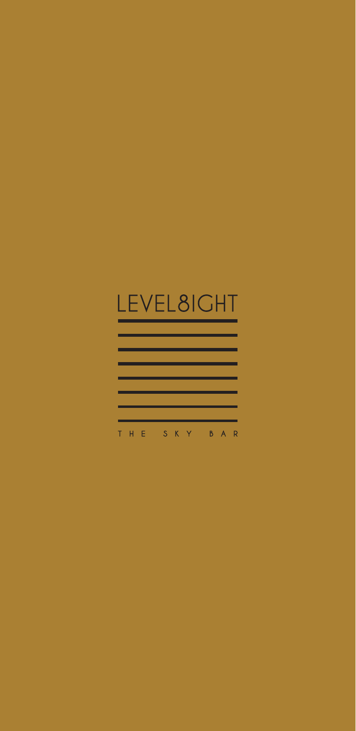# LEVEL8IGHT

THE SKY BAR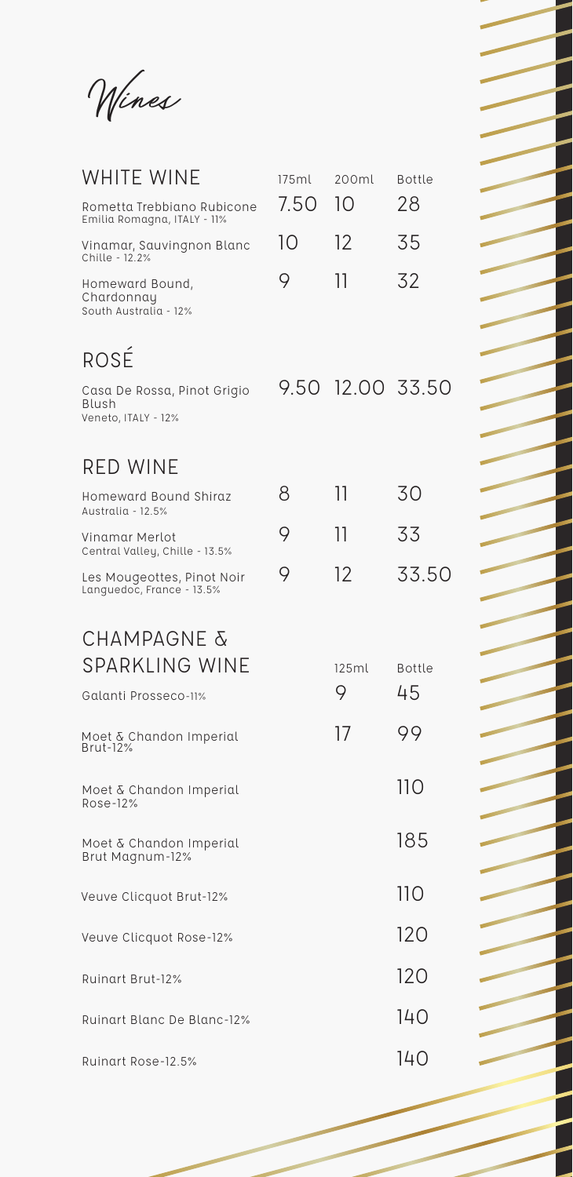# Wines

## WHITE WINE

| | 175ml | 200ml | Bottle |
|---|---|---|---|
| Rometta Trebbiano Rubicone<br>Emilia Romagna, ITALY - 11% | 7.50 | 10 | 28 |
| Vinamar, Sauvingnon Blanc<br>Chille - 12.2% | 10 | 12 | 35 |
| Homeward Bound, Chardonnay<br>South Australia - 12% | 9 | 11 | 32 |

## ROSÉ

| | 175ml | 200ml | Bottle |
|---|---|---|---|
| Casa De Rossa, Pinot Grigio Blush<br>Veneto, ITALY - 12% | 9.50 | 12.00 | 33.50 |

## RED WINE

| | 175ml | 200ml | Bottle |
|---|---|---|---|
| Homeward Bound Shiraz<br>Australia - 12.5% | 8 | 11 | 30 |
| Vinamar Merlot<br>Central Valley, Chille - 13.5% | 9 | 11 | 33 |
| Les Mougeottes, Pinot Noir<br>Languedoc, France - 13.5% | 9 | 12 | 33.50 |

## CHAMPAGNE & SPARKLING WINE

| | 125ml | Bottle |
|---|---|---|
| Galanti Prosseco-11% | 9 | 45 |
| Moet & Chandon Imperial Brut-12% | 17 | 99 |
| Moet & Chandon Imperial Rose-12% | | 110 |
| Moet & Chandon Imperial Brut Magnum-12% | | 185 |
| Veuve Clicquot Brut-12% | | 110 |
| Veuve Clicquot Rose-12% | | 120 |
| Ruinart Brut-12% | | 120 |
| Ruinart Blanc De Blanc-12% | | 140 |
| Ruinart Rose-12.5% | | 140 |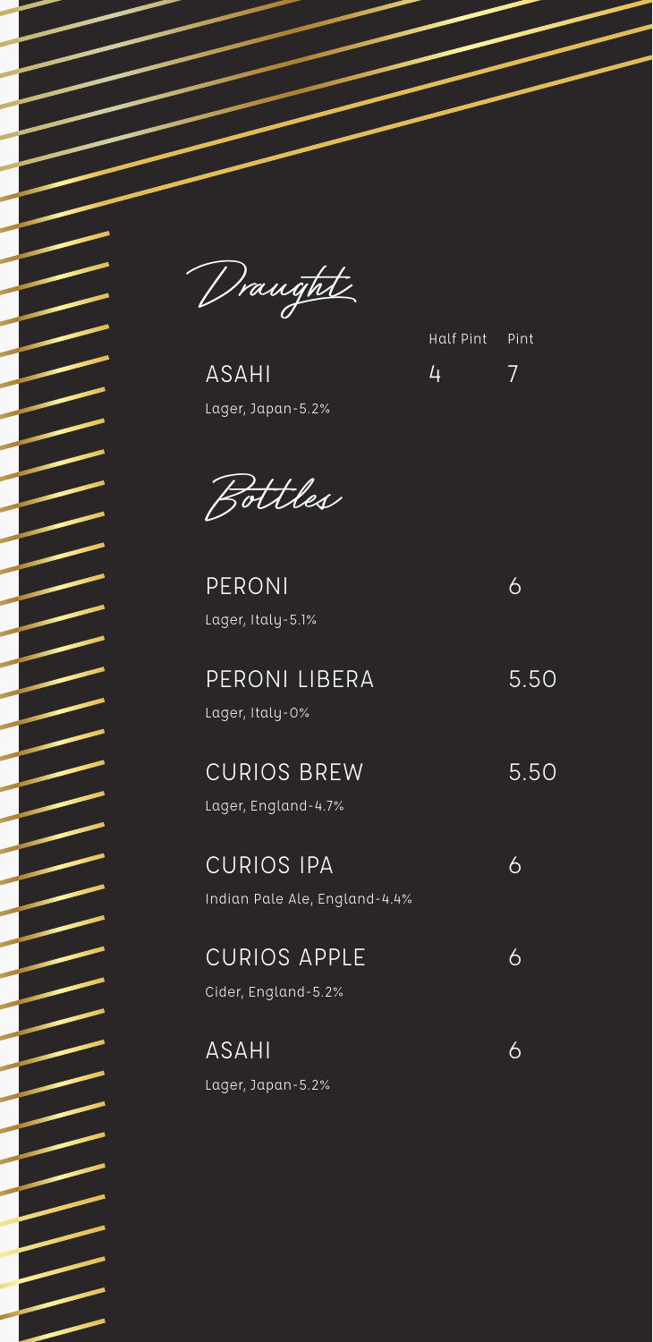## Draught

| | Half Pint | Pint |
|---|---|---|
| ASAHI<br>Lager, Japan-5.2% | 4 | 7 |

## Bottles

| | |
|---|---|
| PERONI<br>Lager, Italy-5.1% | 6 |
| PERONI LIBERA<br>Lager, Italy-0% | 5.50 |
| CURIOS BREW<br>Lager, England-4.7% | 5.50 |
| CURIOS IPA<br>Indian Pale Ale, England-4.4% | 6 |
| CURIOS APPLE<br>Cider, England-5.2% | 6 |
| ASAHI<br>Lager, Japan-5.2% | 6 |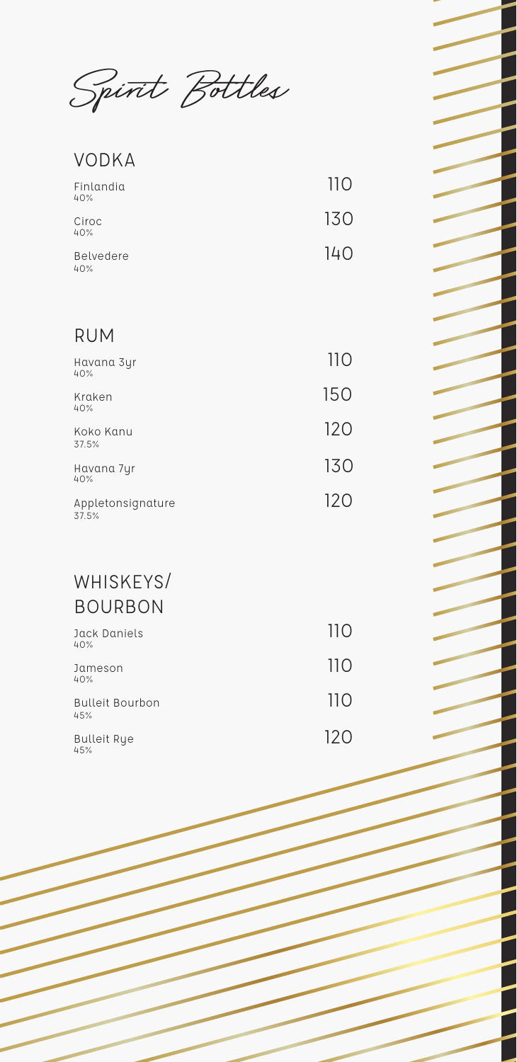# Spirit Bottles

## VODKA

| | |
|---|---|
| Finlandia<br>40% | 110 |
| Ciroc<br>40% | 130 |
| Belvedere<br>40% | 140 |

## RUM

| | |
|---|---|
| Havana 3yr<br>40% | 110 |
| Kraken<br>40% | 150 |
| Koko Kanu<br>37.5% | 120 |
| Havana 7yr<br>40% | 130 |
| Appletonsignature<br>37.5% | 120 |

## WHISKEYS/ BOURBON

| | |
|---|---|
| Jack Daniels<br>40% | 110 |
| Jameson<br>40% | 110 |
| Bulleit Bourbon<br>45% | 110 |
| Bulleit Rye<br>45% | 120 |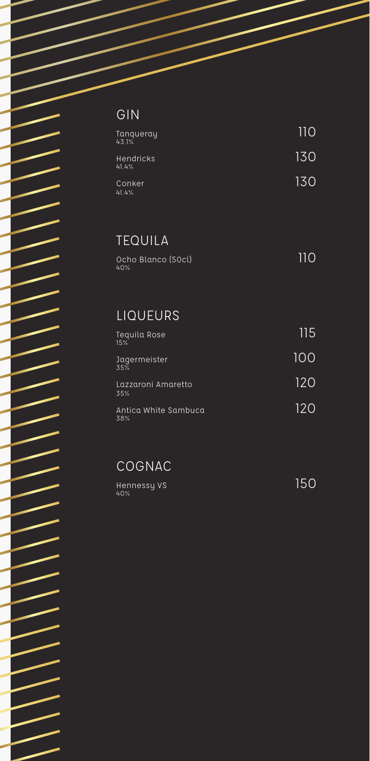## GIN

| | |
|---|---|
| Tanqueray<br>43.1% | 110 |
| Hendricks<br>41.4% | 130 |
| Conker<br>41.4% | 130 |

## TEQUILA

| | |
|---|---|
| Ocho Blanco (50cl)<br>40% | 110 |

## LIQUEURS

| | |
|---|---|
| Tequila Rose<br>15% | 115 |
| Jagermeister<br>35% | 100 |
| Lazzaroni Amaretto<br>35% | 120 |
| Antica White Sambuca<br>38% | 120 |

## COGNAC

| | |
|---|---|
| Hennessy VS<br>40% | 150 |